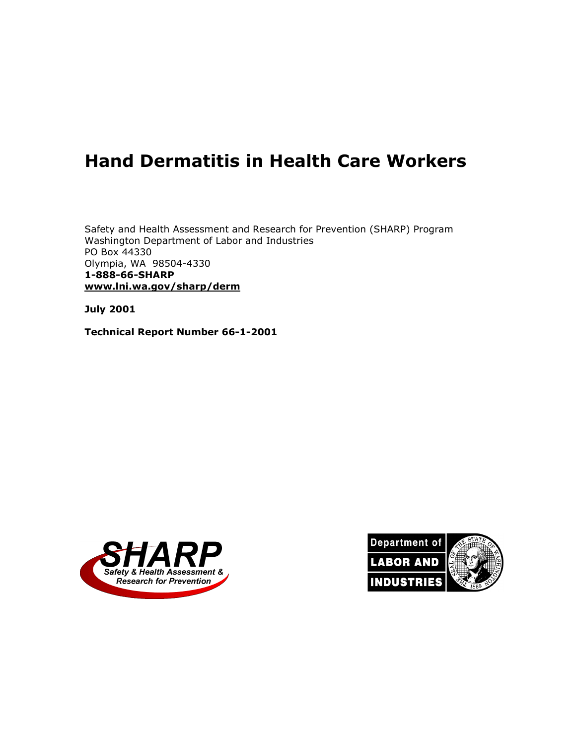# Hand Dermatitis in Health Care Workers

Safety and Health Assessment and Research for Prevention (SHARP) Program
Washington Department of Labor and Industries
PO Box 44330
Olympia, WA 98504-4330
**1-888-66-SHARP**
**www.lni.wa.gov/sharp/derm**

**July 2001**

**Technical Report Number 66-1-2001**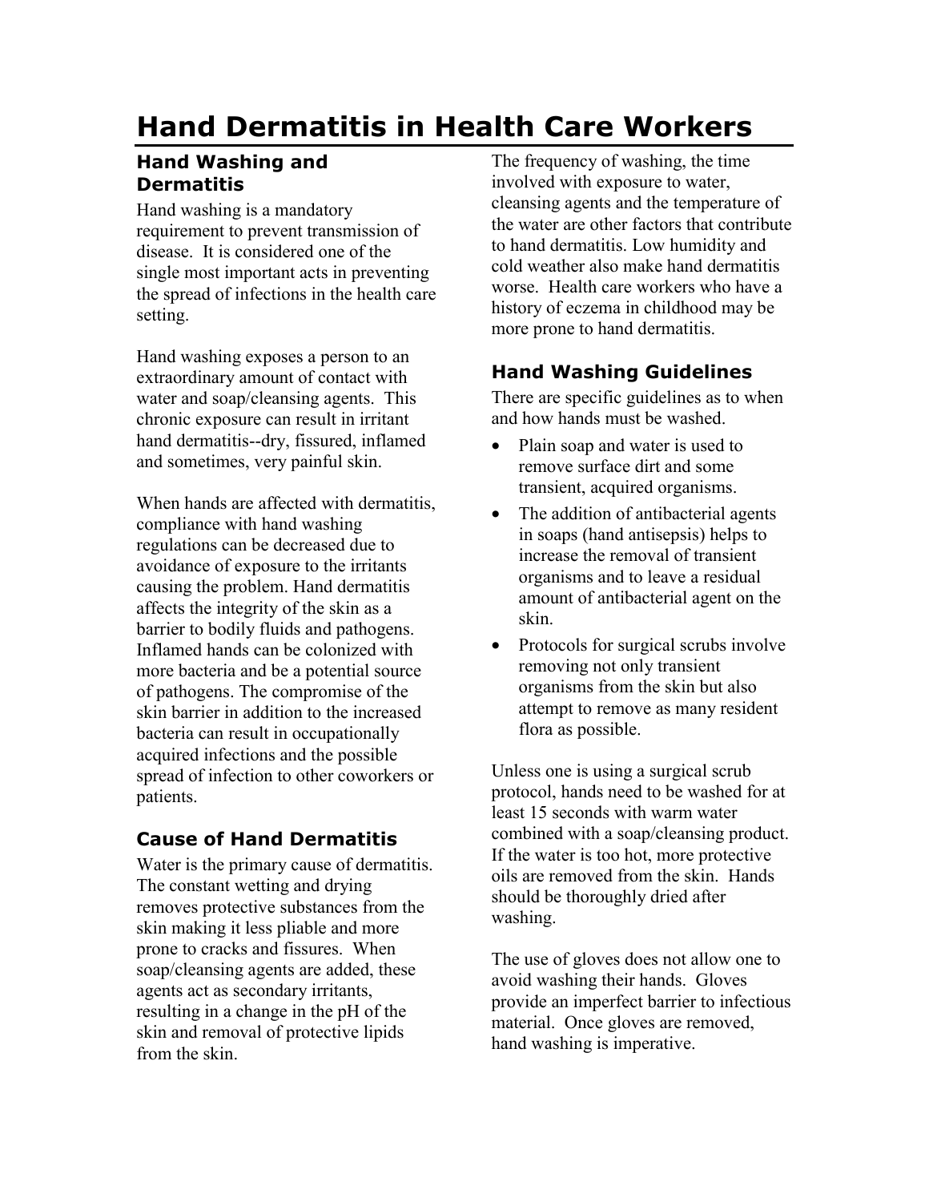# Hand Dermatitis in Health Care Workers

## Hand Washing and Dermatitis

Hand washing is a mandatory requirement to prevent transmission of disease. It is considered one of the single most important acts in preventing the spread of infections in the health care setting.

Hand washing exposes a person to an extraordinary amount of contact with water and soap/cleansing agents. This chronic exposure can result in irritant hand dermatitis--dry, fissured, inflamed and sometimes, very painful skin.

When hands are affected with dermatitis, compliance with hand washing regulations can be decreased due to avoidance of exposure to the irritants causing the problem. Hand dermatitis affects the integrity of the skin as a barrier to bodily fluids and pathogens. Inflamed hands can be colonized with more bacteria and be a potential source of pathogens. The compromise of the skin barrier in addition to the increased bacteria can result in occupationally acquired infections and the possible spread of infection to other coworkers or patients.

## Cause of Hand Dermatitis

Water is the primary cause of dermatitis. The constant wetting and drying removes protective substances from the skin making it less pliable and more prone to cracks and fissures. When soap/cleansing agents are added, these agents act as secondary irritants, resulting in a change in the pH of the skin and removal of protective lipids from the skin.

The frequency of washing, the time involved with exposure to water, cleansing agents and the temperature of the water are other factors that contribute to hand dermatitis. Low humidity and cold weather also make hand dermatitis worse. Health care workers who have a history of eczema in childhood may be more prone to hand dermatitis.

## Hand Washing Guidelines

There are specific guidelines as to when and how hands must be washed.

- Plain soap and water is used to remove surface dirt and some transient, acquired organisms.
- The addition of antibacterial agents in soaps (hand antisepsis) helps to increase the removal of transient organisms and to leave a residual amount of antibacterial agent on the skin.
- Protocols for surgical scrubs involve removing not only transient organisms from the skin but also attempt to remove as many resident flora as possible.

Unless one is using a surgical scrub protocol, hands need to be washed for at least 15 seconds with warm water combined with a soap/cleansing product. If the water is too hot, more protective oils are removed from the skin. Hands should be thoroughly dried after washing.

The use of gloves does not allow one to avoid washing their hands. Gloves provide an imperfect barrier to infectious material. Once gloves are removed, hand washing is imperative.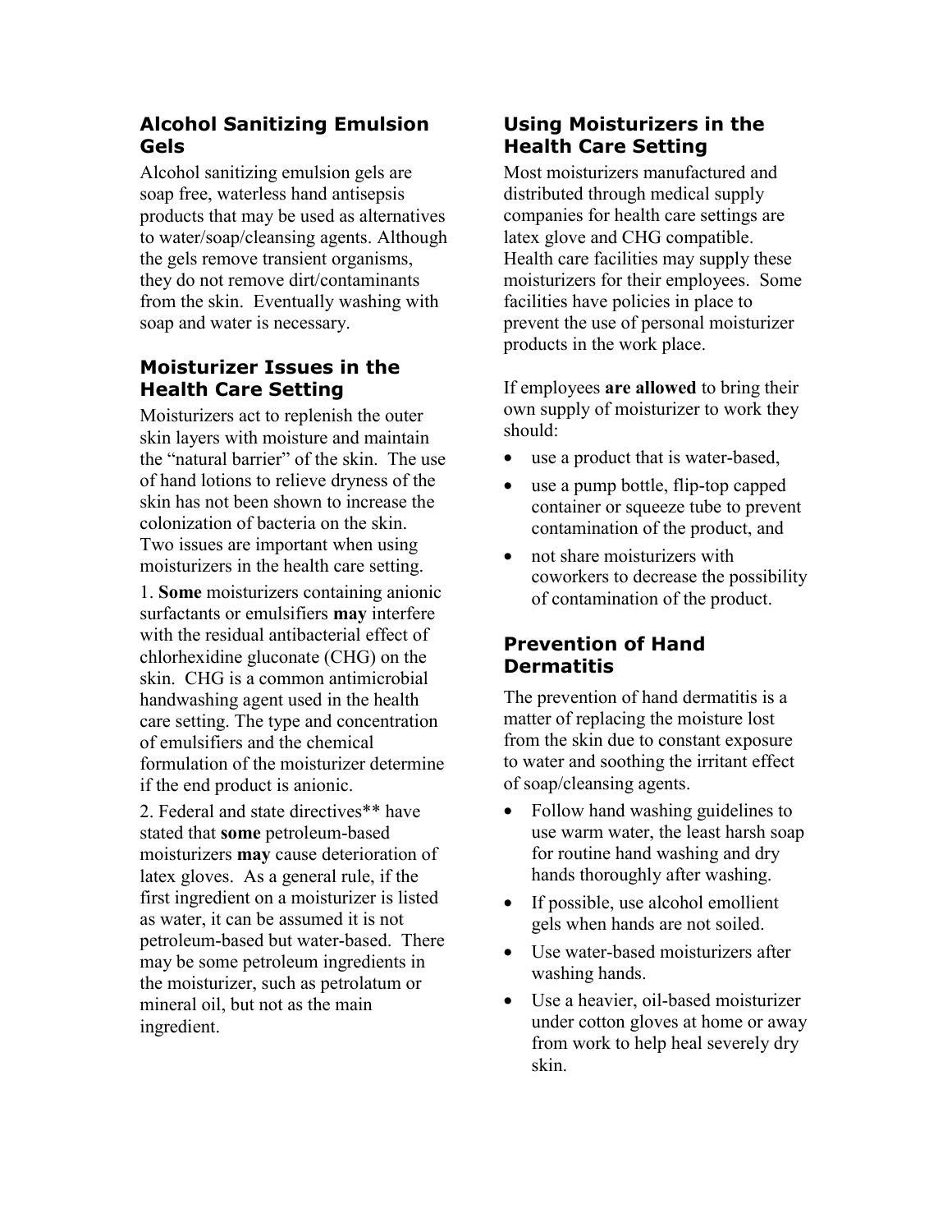## Alcohol Sanitizing Emulsion Gels

Alcohol sanitizing emulsion gels are soap free, waterless hand antisepsis products that may be used as alternatives to water/soap/cleansing agents. Although the gels remove transient organisms, they do not remove dirt/contaminants from the skin. Eventually washing with soap and water is necessary.

## Moisturizer Issues in the Health Care Setting

Moisturizers act to replenish the outer skin layers with moisture and maintain the "natural barrier" of the skin. The use of hand lotions to relieve dryness of the skin has not been shown to increase the colonization of bacteria on the skin. Two issues are important when using moisturizers in the health care setting.

1. **Some** moisturizers containing anionic surfactants or emulsifiers **may** interfere with the residual antibacterial effect of chlorhexidine gluconate (CHG) on the skin. CHG is a common antimicrobial handwashing agent used in the health care setting. The type and concentration of emulsifiers and the chemical formulation of the moisturizer determine if the end product is anionic.

2. Federal and state directives** have stated that **some** petroleum-based moisturizers **may** cause deterioration of latex gloves. As a general rule, if the first ingredient on a moisturizer is listed as water, it can be assumed it is not petroleum-based but water-based. There may be some petroleum ingredients in the moisturizer, such as petrolatum or mineral oil, but not as the main ingredient.

## Using Moisturizers in the Health Care Setting

Most moisturizers manufactured and distributed through medical supply companies for health care settings are latex glove and CHG compatible. Health care facilities may supply these moisturizers for their employees. Some facilities have policies in place to prevent the use of personal moisturizer products in the work place.

If employees **are allowed** to bring their own supply of moisturizer to work they should:

- use a product that is water-based,
- use a pump bottle, flip-top capped container or squeeze tube to prevent contamination of the product, and
- not share moisturizers with coworkers to decrease the possibility of contamination of the product.

## Prevention of Hand Dermatitis

The prevention of hand dermatitis is a matter of replacing the moisture lost from the skin due to constant exposure to water and soothing the irritant effect of soap/cleansing agents.

- Follow hand washing guidelines to use warm water, the least harsh soap for routine hand washing and dry hands thoroughly after washing.
- If possible, use alcohol emollient gels when hands are not soiled.
- Use water-based moisturizers after washing hands.
- Use a heavier, oil-based moisturizer under cotton gloves at home or away from work to help heal severely dry skin.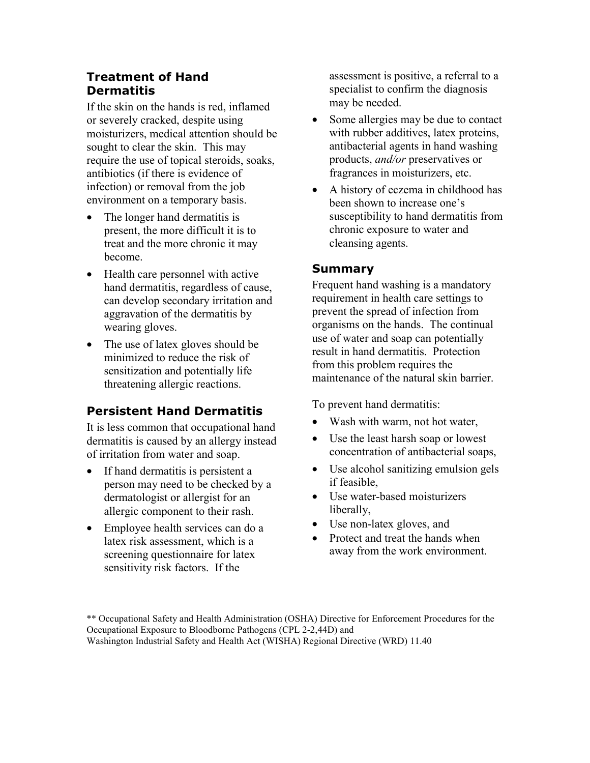## Treatment of Hand Dermatitis

If the skin on the hands is red, inflamed or severely cracked, despite using moisturizers, medical attention should be sought to clear the skin. This may require the use of topical steroids, soaks, antibiotics (if there is evidence of infection) or removal from the job environment on a temporary basis.

- The longer hand dermatitis is present, the more difficult it is to treat and the more chronic it may become.
- Health care personnel with active hand dermatitis, regardless of cause, can develop secondary irritation and aggravation of the dermatitis by wearing gloves.
- The use of latex gloves should be minimized to reduce the risk of sensitization and potentially life threatening allergic reactions.

## Persistent Hand Dermatitis

It is less common that occupational hand dermatitis is caused by an allergy instead of irritation from water and soap.

- If hand dermatitis is persistent a person may need to be checked by a dermatologist or allergist for an allergic component to their rash.
- Employee health services can do a latex risk assessment, which is a screening questionnaire for latex sensitivity risk factors. If the assessment is positive, a referral to a specialist to confirm the diagnosis may be needed.
- Some allergies may be due to contact with rubber additives, latex proteins, antibacterial agents in hand washing products, *and/or* preservatives or fragrances in moisturizers, etc.
- A history of eczema in childhood has been shown to increase one's susceptibility to hand dermatitis from chronic exposure to water and cleansing agents.

## Summary

Frequent hand washing is a mandatory requirement in health care settings to prevent the spread of infection from organisms on the hands. The continual use of water and soap can potentially result in hand dermatitis. Protection from this problem requires the maintenance of the natural skin barrier.

To prevent hand dermatitis:

- Wash with warm, not hot water,
- Use the least harsh soap or lowest concentration of antibacterial soaps,
- Use alcohol sanitizing emulsion gels if feasible,
- Use water-based moisturizers liberally,
- Use non-latex gloves, and
- Protect and treat the hands when away from the work environment.

** Occupational Safety and Health Administration (OSHA) Directive for Enforcement Procedures for the Occupational Exposure to Bloodborne Pathogens (CPL 2-2,44D) and
Washington Industrial Safety and Health Act (WISHA) Regional Directive (WRD) 11.40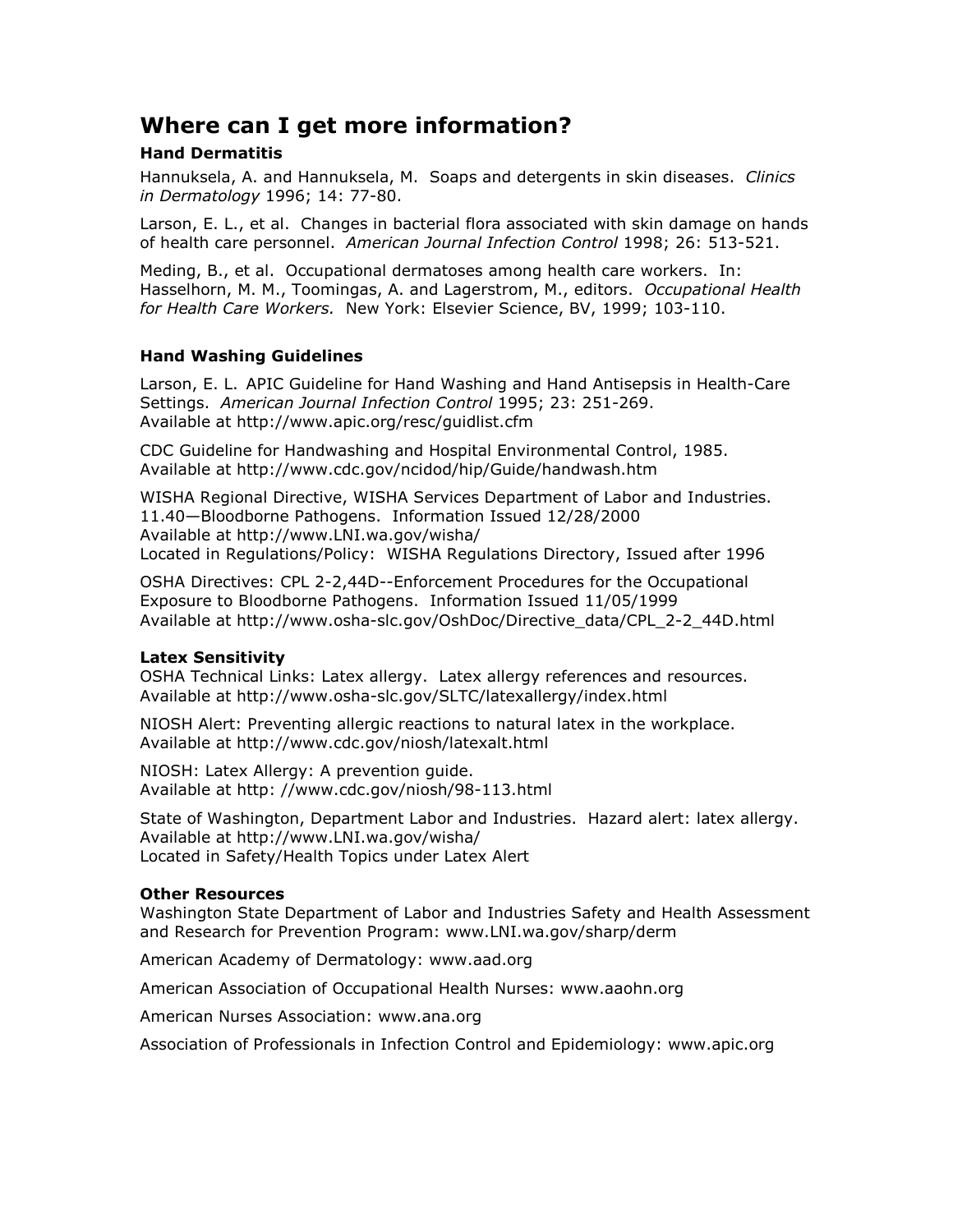## Where can I get more information?

### Hand Dermatitis

Hannuksela, A. and Hannuksela, M. Soaps and detergents in skin diseases. *Clinics in Dermatology* 1996; 14: 77-80.

Larson, E. L., et al. Changes in bacterial flora associated with skin damage on hands of health care personnel. *American Journal Infection Control* 1998; 26: 513-521.

Meding, B., et al. Occupational dermatoses among health care workers. In: Hasselhorn, M. M., Toomingas, A. and Lagerstrom, M., editors. *Occupational Health for Health Care Workers.* New York: Elsevier Science, BV, 1999; 103-110.

### Hand Washing Guidelines

Larson, E. L. APIC Guideline for Hand Washing and Hand Antisepsis in Health-Care Settings. *American Journal Infection Control* 1995; 23: 251-269.
Available at http://www.apic.org/resc/guidlist.cfm

CDC Guideline for Handwashing and Hospital Environmental Control, 1985.
Available at http://www.cdc.gov/ncidod/hip/Guide/handwash.htm

WISHA Regional Directive, WISHA Services Department of Labor and Industries.
11.40—Bloodborne Pathogens. Information Issued 12/28/2000
Available at http://www.LNI.wa.gov/wisha/
Located in Regulations/Policy: WISHA Regulations Directory, Issued after 1996

OSHA Directives: CPL 2-2,44D--Enforcement Procedures for the Occupational Exposure to Bloodborne Pathogens. Information Issued 11/05/1999
Available at http://www.osha-slc.gov/OshDoc/Directive_data/CPL_2-2_44D.html

### Latex Sensitivity

OSHA Technical Links: Latex allergy. Latex allergy references and resources.
Available at http://www.osha-slc.gov/SLTC/latexallergy/index.html

NIOSH Alert: Preventing allergic reactions to natural latex in the workplace.
Available at http://www.cdc.gov/niosh/latexalt.html

NIOSH: Latex Allergy: A prevention guide.
Available at http: //www.cdc.gov/niosh/98-113.html

State of Washington, Department Labor and Industries. Hazard alert: latex allergy.
Available at http://www.LNI.wa.gov/wisha/
Located in Safety/Health Topics under Latex Alert

### Other Resources

Washington State Department of Labor and Industries Safety and Health Assessment and Research for Prevention Program: www.LNI.wa.gov/sharp/derm

American Academy of Dermatology: www.aad.org

American Association of Occupational Health Nurses: www.aaohn.org

American Nurses Association: www.ana.org

Association of Professionals in Infection Control and Epidemiology: www.apic.org